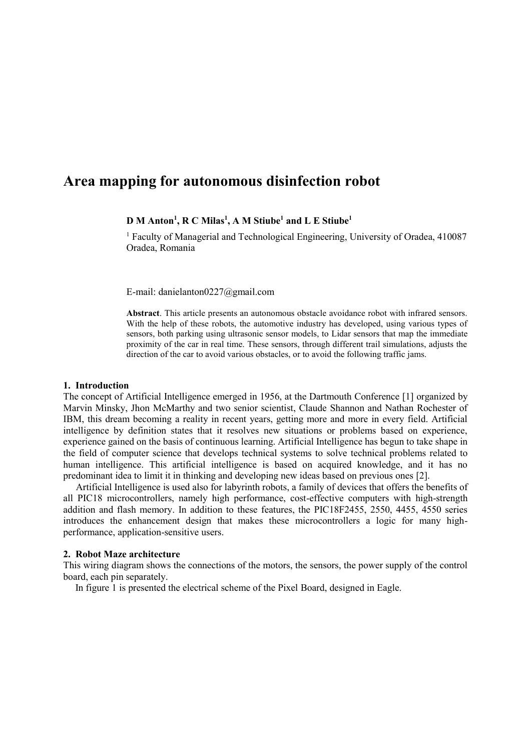# Area mapping for autonomous disinfection robot

**D M Anton[1], R C Milas[1], A M Stiube[1] and L E Stiube[1]**

[1] Faculty of Managerial and Technological Engineering, University of Oradea, 410087 Oradea, Romania

E-mail: danielanton0227@gmail.com

**Abstract**. This article presents an autonomous obstacle avoidance robot with infrared sensors. With the help of these robots, the automotive industry has developed, using various types of sensors, both parking using ultrasonic sensor models, to Lidar sensors that map the immediate proximity of the car in real time. These sensors, through different trail simulations, adjusts the direction of the car to avoid various obstacles, or to avoid the following traffic jams.

## 1. Introduction

The concept of Artificial Intelligence emerged in 1956, at the Dartmouth Conference [1] organized by Marvin Minsky, Jhon McMarthy and two senior scientist, Claude Shannon and Nathan Rochester of IBM, this dream becoming a reality in recent years, getting more and more in every field. Artificial intelligence by definition states that it resolves new situations or problems based on experience, experience gained on the basis of continuous learning. Artificial Intelligence has begun to take shape in the field of computer science that develops technical systems to solve technical problems related to human intelligence. This artificial intelligence is based on acquired knowledge, and it has no predominant idea to limit it in thinking and developing new ideas based on previous ones [2].

Artificial Intelligence is used also for labyrinth robots, a family of devices that offers the benefits of all PIC18 microcontrollers, namely high performance, cost-effective computers with high-strength addition and flash memory. In addition to these features, the PIC18F2455, 2550, 4455, 4550 series introduces the enhancement design that makes these microcontrollers a logic for many high-performance, application-sensitive users.

## 2. Robot Maze architecture

This wiring diagram shows the connections of the motors, the sensors, the power supply of the control board, each pin separately.

In figure 1 is presented the electrical scheme of the Pixel Board, designed in Eagle.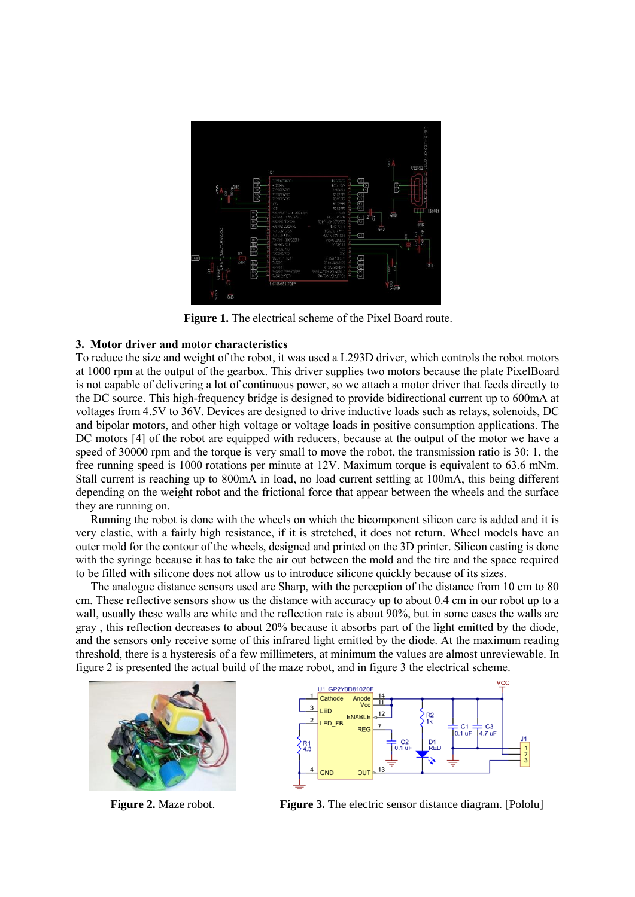**Figure 1.** The electrical scheme of the Pixel Board route.

## 3. Motor driver and motor characteristics

To reduce the size and weight of the robot, it was used a L293D driver, which controls the robot motors at 1000 rpm at the output of the gearbox. This driver supplies two motors because the plate PixelBoard is not capable of delivering a lot of continuous power, so we attach a motor driver that feeds directly to the DC source. This high-frequency bridge is designed to provide bidirectional current up to 600mA at voltages from 4.5V to 36V. Devices are designed to drive inductive loads such as relays, solenoids, DC and bipolar motors, and other high voltage or voltage loads in positive consumption applications. The DC motors [4] of the robot are equipped with reducers, because at the output of the motor we have a speed of 30000 rpm and the torque is very small to move the robot, the transmission ratio is 30: 1, the free running speed is 1000 rotations per minute at 12V. Maximum torque is equivalent to 63.6 mNm. Stall current is reaching up to 800mA in load, no load current settling at 100mA, this being different depending on the weight robot and the frictional force that appear between the wheels and the surface they are running on.

Running the robot is done with the wheels on which the bicomponent silicon care is added and it is very elastic, with a fairly high resistance, if it is stretched, it does not return. Wheel models have an outer mold for the contour of the wheels, designed and printed on the 3D printer. Silicon casting is done with the syringe because it has to take the air out between the mold and the tire and the space required to be filled with silicone does not allow us to introduce silicone quickly because of its sizes.

The analogue distance sensors used are Sharp, with the perception of the distance from 10 cm to 80 cm. These reflective sensors show us the distance with accuracy up to about 0.4 cm in our robot up to a wall, usually these walls are white and the reflection rate is about 90%, but in some cases the walls are gray , this reflection decreases to about 20% because it absorbs part of the light emitted by the diode, and the sensors only receive some of this infrared light emitted by the diode. At the maximum reading threshold, there is a hysteresis of a few millimeters, at minimum the values are almost unreviewable. In figure 2 is presented the actual build of the maze robot, and in figure 3 the electrical scheme.

**Figure 2.** Maze robot.

**Figure 3.** The electric sensor distance diagram. [Pololu]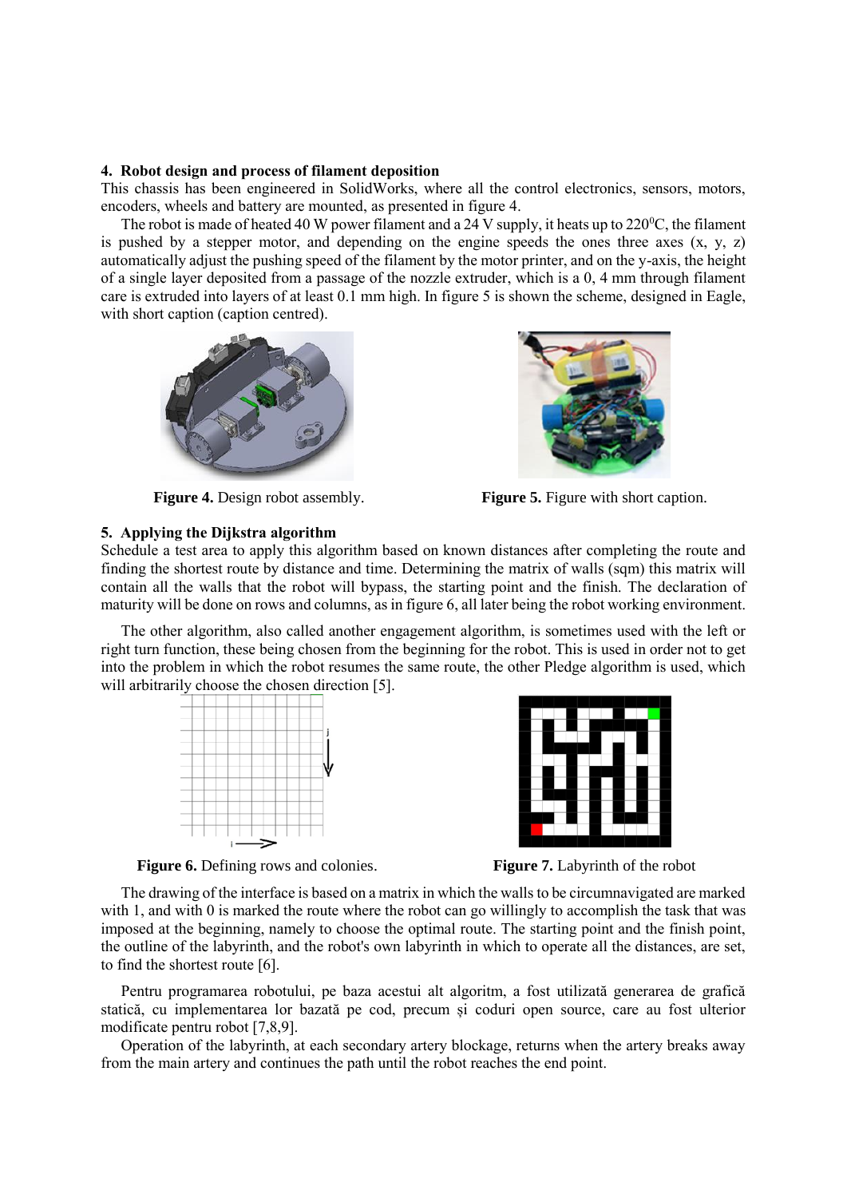## 4. Robot design and process of filament deposition

This chassis has been engineered in SolidWorks, where all the control electronics, sensors, motors, encoders, wheels and battery are mounted, as presented in figure 4.

The robot is made of heated 40 W power filament and a 24 V supply, it heats up to 220$^0$C, the filament is pushed by a stepper motor, and depending on the engine speeds the ones three axes (x, y, z) automatically adjust the pushing speed of the filament by the motor printer, and on the y-axis, the height of a single layer deposited from a passage of the nozzle extruder, which is a 0, 4 mm through filament care is extruded into layers of at least 0.1 mm high. In figure 5 is shown the scheme, designed in Eagle, with short caption (caption centred).

**Figure 4.** Design robot assembly.

**Figure 5.** Figure with short caption.

## 5. Applying the Dijkstra algorithm

Schedule a test area to apply this algorithm based on known distances after completing the route and finding the shortest route by distance and time. Determining the matrix of walls (sqm) this matrix will contain all the walls that the robot will bypass, the starting point and the finish. The declaration of maturity will be done on rows and columns, as in figure 6, all later being the robot working environment.

The other algorithm, also called another engagement algorithm, is sometimes used with the left or right turn function, these being chosen from the beginning for the robot. This is used in order not to get into the problem in which the robot resumes the same route, the other Pledge algorithm is used, which will arbitrarily choose the chosen direction [5].

**Figure 6.** Defining rows and colonies.

**Figure 7.** Labyrinth of the robot

The drawing of the interface is based on a matrix in which the walls to be circumnavigated are marked with 1, and with 0 is marked the route where the robot can go willingly to accomplish the task that was imposed at the beginning, namely to choose the optimal route. The starting point and the finish point, the outline of the labyrinth, and the robot's own labyrinth in which to operate all the distances, are set, to find the shortest route [6].

Pentru programarea robotului, pe baza acestui alt algoritm, a fost utilizată generarea de grafică statică, cu implementarea lor bazată pe cod, precum și coduri open source, care au fost ulterior modificate pentru robot [7,8,9].

Operation of the labyrinth, at each secondary artery blockage, returns when the artery breaks away from the main artery and continues the path until the robot reaches the end point.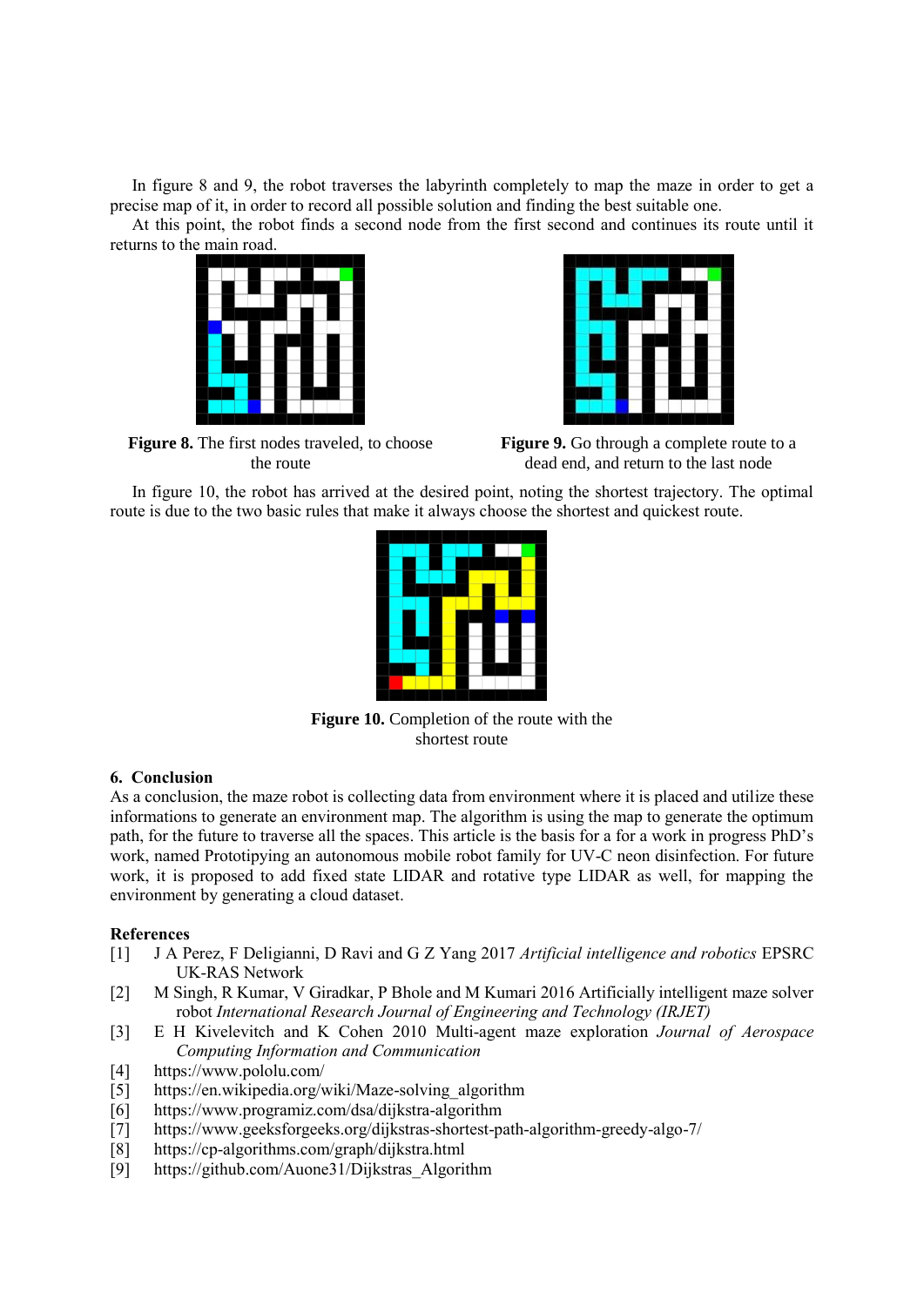In figure 8 and 9, the robot traverses the labyrinth completely to map the maze in order to get a precise map of it, in order to record all possible solution and finding the best suitable one.

At this point, the robot finds a second node from the first second and continues its route until it returns to the main road.

**Figure 8.** The first nodes traveled, to choose the route

**Figure 9.** Go through a complete route to a dead end, and return to the last node

In figure 10, the robot has arrived at the desired point, noting the shortest trajectory. The optimal route is due to the two basic rules that make it always choose the shortest and quickest route.

**Figure 10.** Completion of the route with the shortest route

## 6. Conclusion

As a conclusion, the maze robot is collecting data from environment where it is placed and utilize these informations to generate an environment map. The algorithm is using the map to generate the optimum path, for the future to traverse all the spaces. This article is the basis for a for a work in progress PhD's work, named Prototipying an autonomous mobile robot family for UV-C neon disinfection. For future work, it is proposed to add fixed state LIDAR and rotative type LIDAR as well, for mapping the environment by generating a cloud dataset.

## References

[1] J A Perez, F Deligianni, D Ravi and G Z Yang 2017 *Artificial intelligence and robotics* EPSRC UK-RAS Network

[2] M Singh, R Kumar, V Giradkar, P Bhole and M Kumari 2016 Artificially intelligent maze solver robot *International Research Journal of Engineering and Technology (IRJET)*

[3] E H Kivelevitch and K Cohen 2010 Multi-agent maze exploration *Journal of Aerospace Computing Information and Communication*

[4] https://www.pololu.com/

[5] https://en.wikipedia.org/wiki/Maze-solving_algorithm

[6] https://www.programiz.com/dsa/dijkstra-algorithm

[7] https://www.geeksforgeeks.org/dijkstras-shortest-path-algorithm-greedy-algo-7/

[8] https://cp-algorithms.com/graph/dijkstra.html

[9] https://github.com/Auone31/Dijkstras_Algorithm